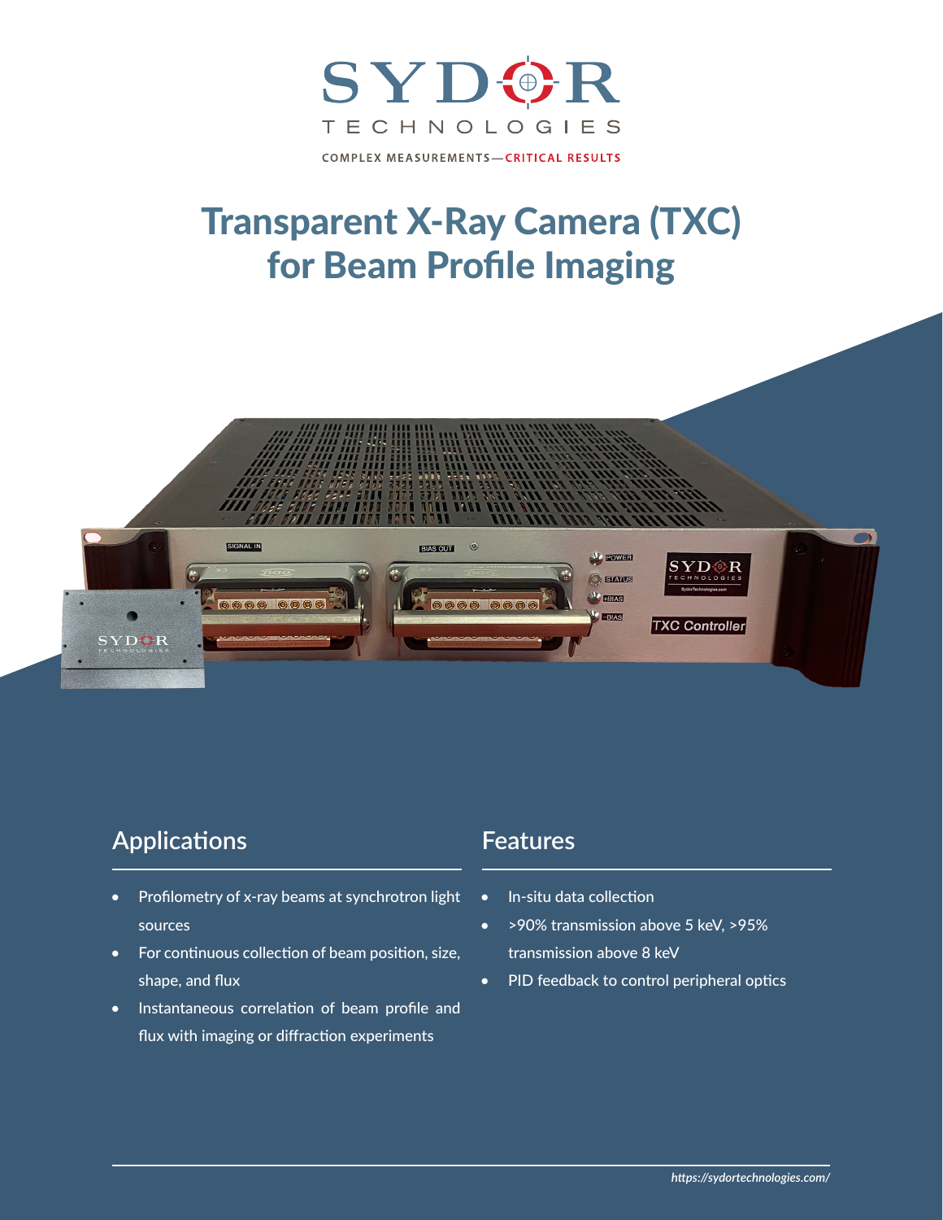SYDOR TECHNOLOGIES

COMPLEX MEASUREMENTS—CRITICAL RESULTS

# Transparent X-Ray Camera (TXC) for Beam Profile Imaging

## Applications

- Profilometry of x-ray beams at synchrotron light sources
- For continuous collection of beam position, size, shape, and flux
- Instantaneous correlation of beam profile and flux with imaging or diffraction experiments

## Features

- In-situ data collection
- >90% transmission above 5 keV, >95% transmission above 8 keV
- PID feedback to control peripheral optics

*https://sydortechnologies.com/*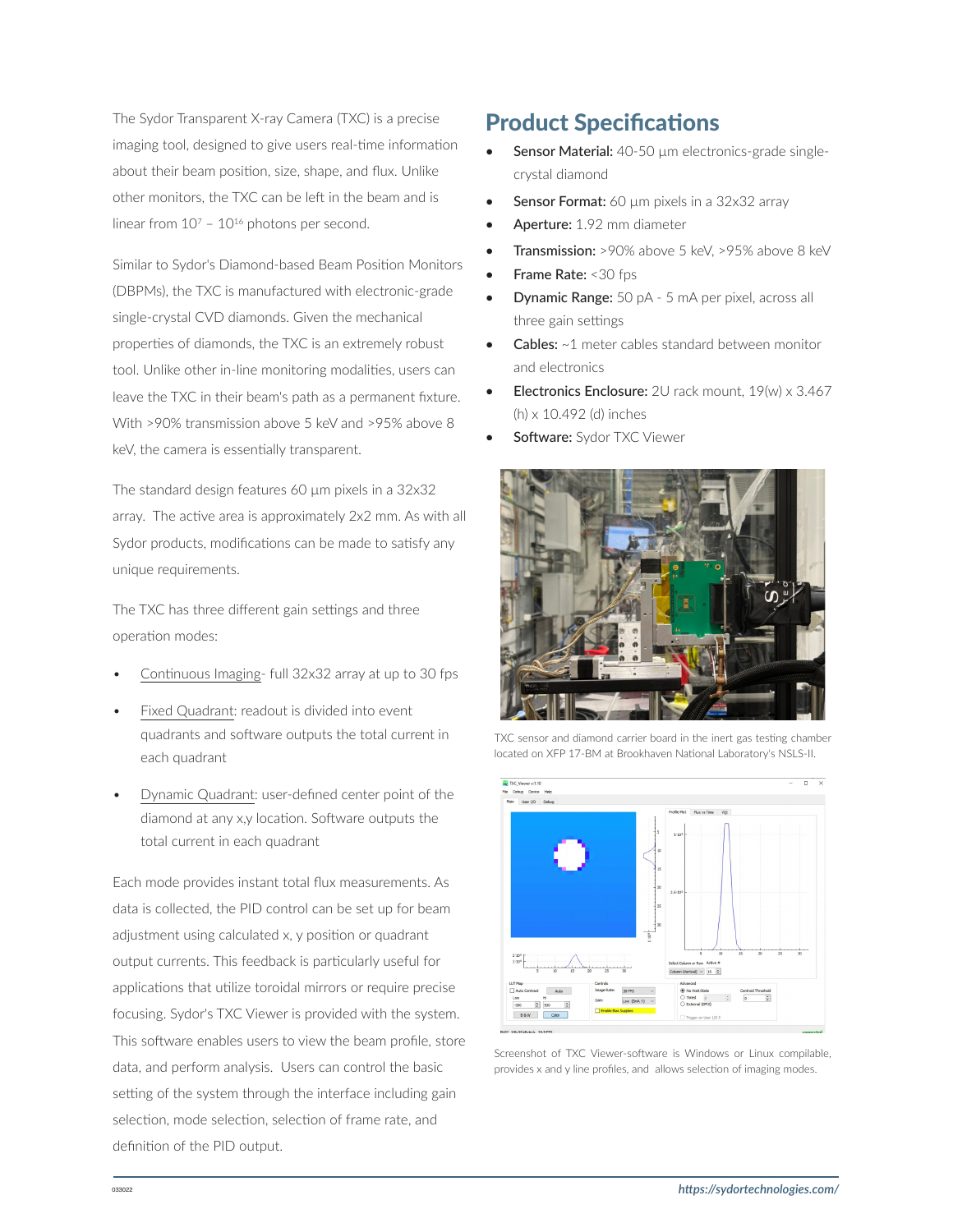The Sydor Transparent X-ray Camera (TXC) is a precise imaging tool, designed to give users real-time information about their beam position, size, shape, and flux. Unlike other monitors, the TXC can be left in the beam and is linear from $10^7$ – $10^{16}$ photons per second.

Similar to Sydor's Diamond-based Beam Position Monitors (DBPMs), the TXC is manufactured with electronic-grade single-crystal CVD diamonds. Given the mechanical properties of diamonds, the TXC is an extremely robust tool. Unlike other in-line monitoring modalities, users can leave the TXC in their beam's path as a permanent fixture. With >90% transmission above 5 keV and >95% above 8 keV, the camera is essentially transparent.

The standard design features 60 µm pixels in a 32x32 array. The active area is approximately 2x2 mm. As with all Sydor products, modifications can be made to satisfy any unique requirements.

The TXC has three different gain settings and three operation modes:

- Continuous Imaging- full 32x32 array at up to 30 fps
- Fixed Quadrant: readout is divided into event quadrants and software outputs the total current in each quadrant
- Dynamic Quadrant: user-defined center point of the diamond at any x,y location. Software outputs the total current in each quadrant

Each mode provides instant total flux measurements. As data is collected, the PID control can be set up for beam adjustment using calculated x, y position or quadrant output currents. This feedback is particularly useful for applications that utilize toroidal mirrors or require precise focusing. Sydor's TXC Viewer is provided with the system. This software enables users to view the beam profile, store data, and perform analysis. Users can control the basic setting of the system through the interface including gain selection, mode selection, selection of frame rate, and definition of the PID output.

## Product Specifications

- **Sensor Material:** 40-50 µm electronics-grade single-crystal diamond
- **Sensor Format:** 60 µm pixels in a 32x32 array
- **Aperture:** 1.92 mm diameter
- **Transmission:** >90% above 5 keV, >95% above 8 keV
- **Frame Rate:** <30 fps
- **Dynamic Range:** 50 pA - 5 mA per pixel, across all three gain settings
- **Cables:** ~1 meter cables standard between monitor and electronics
- **Electronics Enclosure:** 2U rack mount, 19(w) x 3.467 (h) x 10.492 (d) inches
- **Software:** Sydor TXC Viewer

TXC sensor and diamond carrier board in the inert gas testing chamber located on XFP 17-BM at Brookhaven National Laboratory's NSLS-II.

Screenshot of TXC Viewer-software is Windows or Linux compilable, provides x and y line profiles, and allows selection of imaging modes.

033022

*https://sydortechnologies.com/*